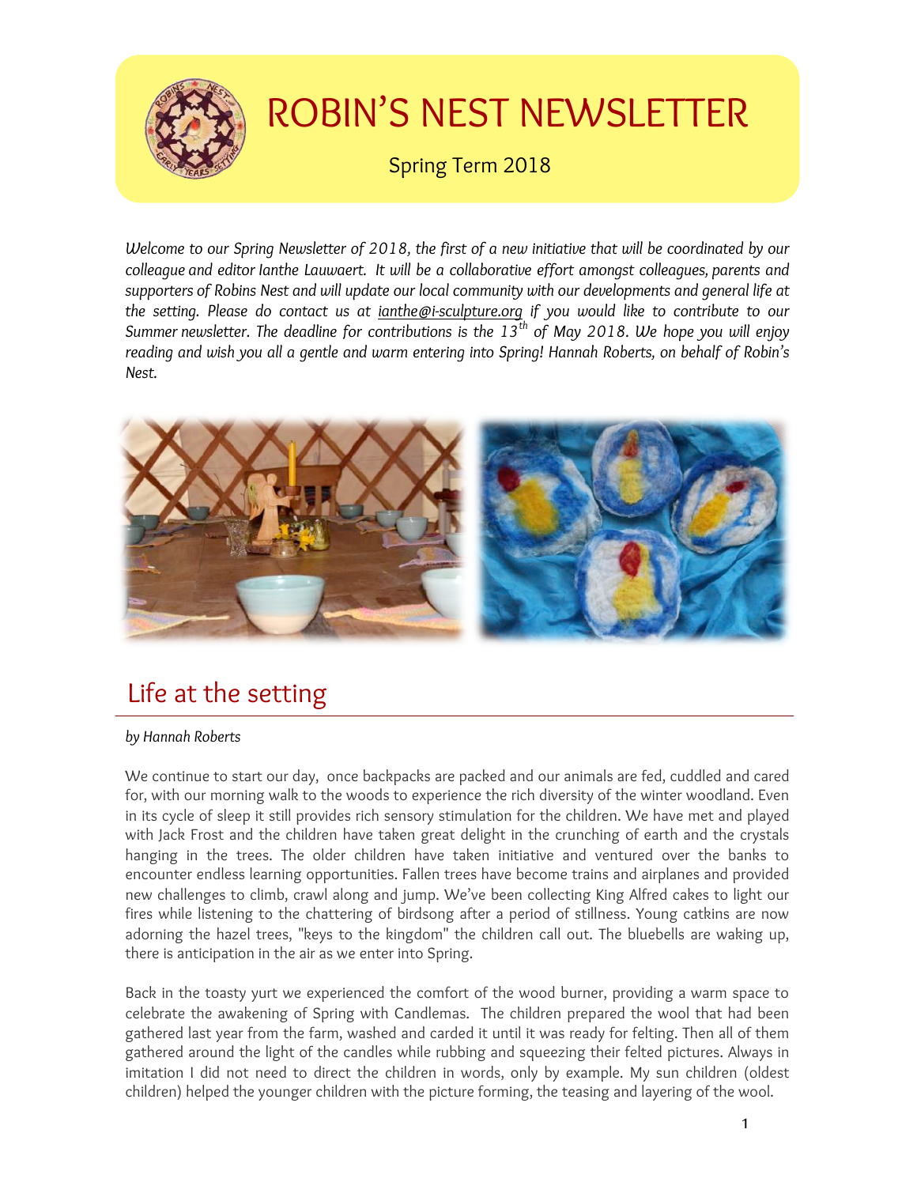# ROBIN'S NEST NEWSLETTER

Spring Term 2018

*Welcome to our Spring Newsletter of 2018, the first of a new initiative that will be coordinated by our colleague and editor Ianthe Lauwaert. It will be a collaborative effort amongst colleagues, parents and supporters of Robins Nest and will update our local community with our developments and general life at the setting. Please do contact us at ianthe@i-sculpture.org if you would like to contribute to our Summer newsletter. The deadline for contributions is the 13th of May 2018. We hope you will enjoy reading and wish you all a gentle and warm entering into Spring! Hannah Roberts, on behalf of Robin's Nest.*

## Life at the setting

*by Hannah Roberts*

We continue to start our day, once backpacks are packed and our animals are fed, cuddled and cared for, with our morning walk to the woods to experience the rich diversity of the winter woodland. Even in its cycle of sleep it still provides rich sensory stimulation for the children. We have met and played with Jack Frost and the children have taken great delight in the crunching of earth and the crystals hanging in the trees. The older children have taken initiative and ventured over the banks to encounter endless learning opportunities. Fallen trees have become trains and airplanes and provided new challenges to climb, crawl along and jump. We've been collecting King Alfred cakes to light our fires while listening to the chattering of birdsong after a period of stillness. Young catkins are now adorning the hazel trees, "keys to the kingdom" the children call out. The bluebells are waking up, there is anticipation in the air as we enter into Spring.

Back in the toasty yurt we experienced the comfort of the wood burner, providing a warm space to celebrate the awakening of Spring with Candlemas. The children prepared the wool that had been gathered last year from the farm, washed and carded it until it was ready for felting. Then all of them gathered around the light of the candles while rubbing and squeezing their felted pictures. Always in imitation I did not need to direct the children in words, only by example. My sun children (oldest children) helped the younger children with the picture forming, the teasing and layering of the wool.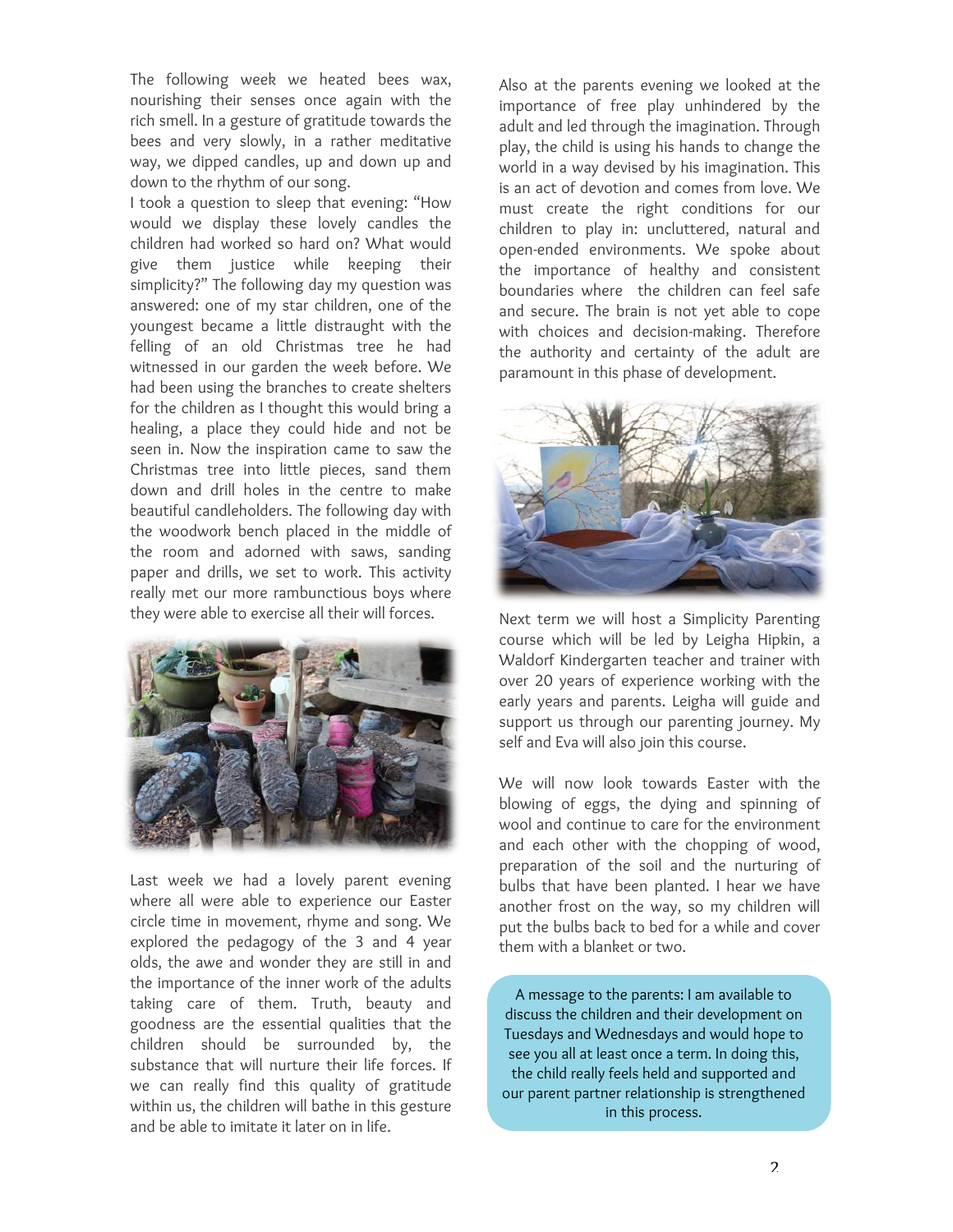The following week we heated bees wax, nourishing their senses once again with the rich smell. In a gesture of gratitude towards the bees and very slowly, in a rather meditative way, we dipped candles, up and down up and down to the rhythm of our song.

I took a question to sleep that evening: "How would we display these lovely candles the children had worked so hard on? What would give them justice while keeping their simplicity?" The following day my question was answered: one of my star children, one of the youngest became a little distraught with the felling of an old Christmas tree he had witnessed in our garden the week before. We had been using the branches to create shelters for the children as I thought this would bring a healing, a place they could hide and not be seen in. Now the inspiration came to saw the Christmas tree into little pieces, sand them down and drill holes in the centre to make beautiful candleholders. The following day with the woodwork bench placed in the middle of the room and adorned with saws, sanding paper and drills, we set to work. This activity really met our more rambunctious boys where they were able to exercise all their will forces.

Last week we had a lovely parent evening where all were able to experience our Easter circle time in movement, rhyme and song. We explored the pedagogy of the 3 and 4 year olds, the awe and wonder they are still in and the importance of the inner work of the adults taking care of them. Truth, beauty and goodness are the essential qualities that the children should be surrounded by, the substance that will nurture their life forces. If we can really find this quality of gratitude within us, the children will bathe in this gesture and be able to imitate it later on in life.

Also at the parents evening we looked at the importance of free play unhindered by the adult and led through the imagination. Through play, the child is using his hands to change the world in a way devised by his imagination. This is an act of devotion and comes from love. We must create the right conditions for our children to play in: uncluttered, natural and open-ended environments. We spoke about the importance of healthy and consistent boundaries where the children can feel safe and secure. The brain is not yet able to cope with choices and decision-making. Therefore the authority and certainty of the adult are paramount in this phase of development.

Next term we will host a Simplicity Parenting course which will be led by Leigha Hipkin, a Waldorf Kindergarten teacher and trainer with over 20 years of experience working with the early years and parents. Leigha will guide and support us through our parenting journey. My self and Eva will also join this course.

We will now look towards Easter with the blowing of eggs, the dying and spinning of wool and continue to care for the environment and each other with the chopping of wood, preparation of the soil and the nurturing of bulbs that have been planted. I hear we have another frost on the way, so my children will put the bulbs back to bed for a while and cover them with a blanket or two.

A message to the parents: I am available to discuss the children and their development on Tuesdays and Wednesdays and would hope to see you all at least once a term. In doing this, the child really feels held and supported and our parent partner relationship is strengthened in this process.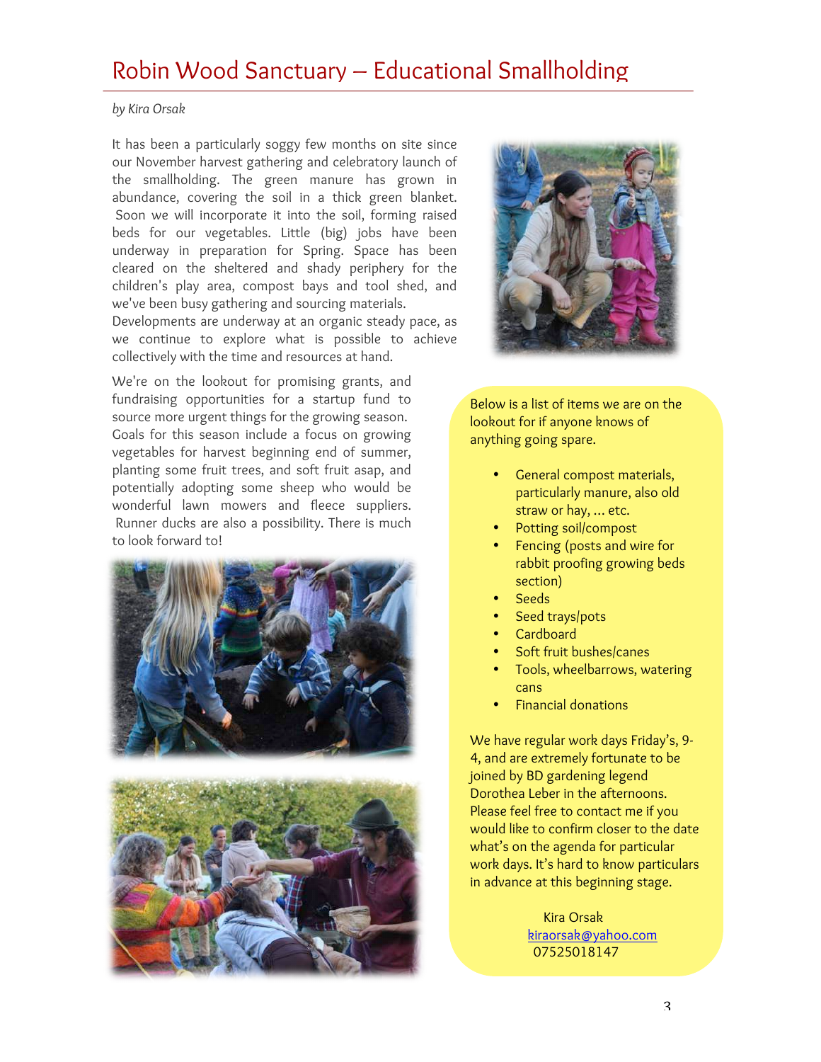# Robin Wood Sanctuary – Educational Smallholding

*by Kira Orsak*

It has been a particularly soggy few months on site since our November harvest gathering and celebratory launch of the smallholding. The green manure has grown in abundance, covering the soil in a thick green blanket. Soon we will incorporate it into the soil, forming raised beds for our vegetables. Little (big) jobs have been underway in preparation for Spring. Space has been cleared on the sheltered and shady periphery for the children's play area, compost bays and tool shed, and we've been busy gathering and sourcing materials. Developments are underway at an organic steady pace, as we continue to explore what is possible to achieve collectively with the time and resources at hand.

We're on the lookout for promising grants, and fundraising opportunities for a startup fund to source more urgent things for the growing season. Goals for this season include a focus on growing vegetables for harvest beginning end of summer, planting some fruit trees, and soft fruit asap, and potentially adopting some sheep who would be wonderful lawn mowers and fleece suppliers. Runner ducks are also a possibility. There is much to look forward to!

Below is a list of items we are on the lookout for if anyone knows of anything going spare.

- General compost materials, particularly manure, also old straw or hay, … etc.
- Potting soil/compost
- Fencing (posts and wire for rabbit proofing growing beds section)
- Seeds
- Seed trays/pots
- Cardboard
- Soft fruit bushes/canes
- Tools, wheelbarrows, watering cans
- Financial donations

We have regular work days Friday's, 9-4, and are extremely fortunate to be joined by BD gardening legend Dorothea Leber in the afternoons. Please feel free to contact me if you would like to confirm closer to the date what's on the agenda for particular work days. It's hard to know particulars in advance at this beginning stage.

Kira Orsak
kiraorsak@yahoo.com
07525018147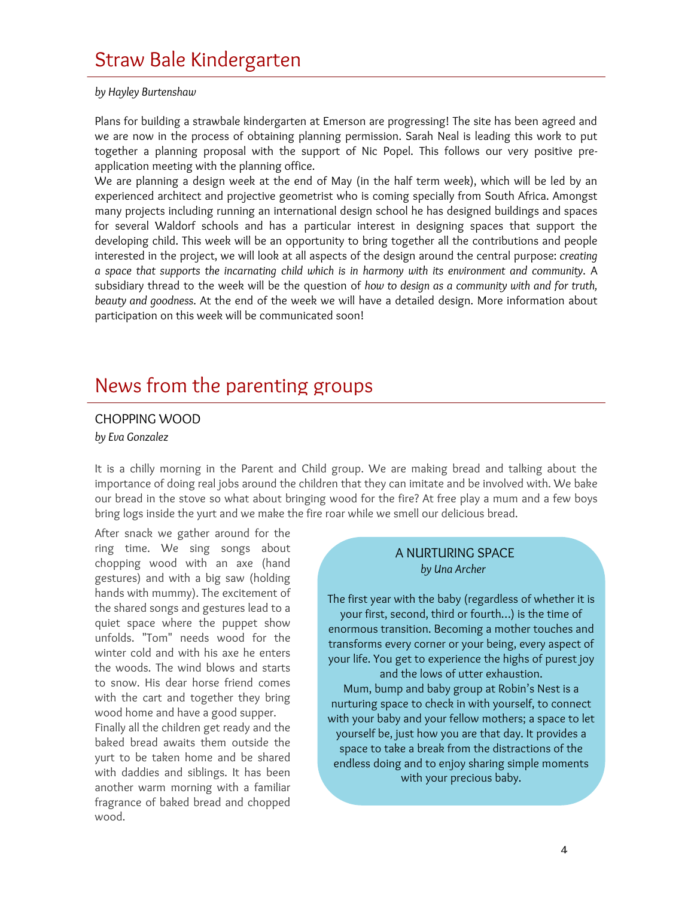# Straw Bale Kindergarten

*by Hayley Burtenshaw*

Plans for building a strawbale kindergarten at Emerson are progressing! The site has been agreed and we are now in the process of obtaining planning permission. Sarah Neal is leading this work to put together a planning proposal with the support of Nic Popel. This follows our very positive pre-application meeting with the planning office.

We are planning a design week at the end of May (in the half term week), which will be led by an experienced architect and projective geometrist who is coming specially from South Africa. Amongst many projects including running an international design school he has designed buildings and spaces for several Waldorf schools and has a particular interest in designing spaces that support the developing child. This week will be an opportunity to bring together all the contributions and people interested in the project, we will look at all aspects of the design around the central purpose: *creating a space that supports the incarnating child which is in harmony with its environment and community*. A subsidiary thread to the week will be the question of *how to design as a community with and for truth, beauty and goodness*. At the end of the week we will have a detailed design. More information about participation on this week will be communicated soon!

# News from the parenting groups

## CHOPPING WOOD

*by Eva Gonzalez*

It is a chilly morning in the Parent and Child group. We are making bread and talking about the importance of doing real jobs around the children that they can imitate and be involved with. We bake our bread in the stove so what about bringing wood for the fire? At free play a mum and a few boys bring logs inside the yurt and we make the fire roar while we smell our delicious bread.

After snack we gather around for the ring time. We sing songs about chopping wood with an axe (hand gestures) and with a big saw (holding hands with mummy). The excitement of the shared songs and gestures lead to a quiet space where the puppet show unfolds. "Tom" needs wood for the winter cold and with his axe he enters the woods. The wind blows and starts to snow. His dear horse friend comes with the cart and together they bring wood home and have a good supper.

Finally all the children get ready and the baked bread awaits them outside the yurt to be taken home and be shared with daddies and siblings. It has been another warm morning with a familiar fragrance of baked bread and chopped wood.

## A NURTURING SPACE

*by Una Archer*

The first year with the baby (regardless of whether it is your first, second, third or fourth…) is the time of enormous transition. Becoming a mother touches and transforms every corner or your being, every aspect of your life. You get to experience the highs of purest joy and the lows of utter exhaustion.

Mum, bump and baby group at Robin's Nest is a nurturing space to check in with yourself, to connect with your baby and your fellow mothers; a space to let yourself be, just how you are that day. It provides a space to take a break from the distractions of the endless doing and to enjoy sharing simple moments with your precious baby.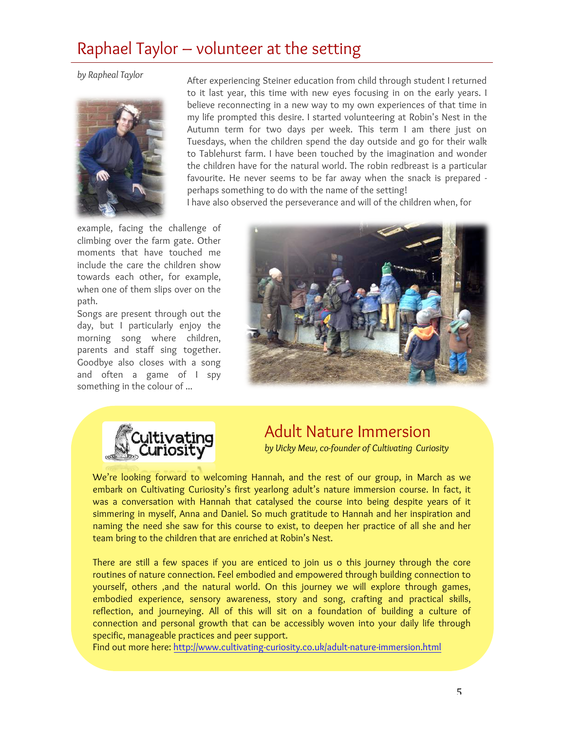# Raphael Taylor – volunteer at the setting

*by Rapheal Taylor*

After experiencing Steiner education from child through student I returned to it last year, this time with new eyes focusing in on the early years. I believe reconnecting in a new way to my own experiences of that time in my life prompted this desire. I started volunteering at Robin's Nest in the Autumn term for two days per week. This term I am there just on Tuesdays, when the children spend the day outside and go for their walk to Tablehurst farm. I have been touched by the imagination and wonder the children have for the natural world. The robin redbreast is a particular favourite. He never seems to be far away when the snack is prepared - perhaps something to do with the name of the setting!

I have also observed the perseverance and will of the children when, for example, facing the challenge of climbing over the farm gate. Other moments that have touched me include the care the children show towards each other, for example, when one of them slips over on the path.

Songs are present through out the day, but I particularly enjoy the morning song where children, parents and staff sing together. Goodbye also closes with a song and often a game of I spy something in the colour of ...

## Adult Nature Immersion

*by Vicky Mew, co-founder of Cultivating Curiosity*

We're looking forward to welcoming Hannah, and the rest of our group, in March as we embark on Cultivating Curiosity's first yearlong adult's nature immersion course. In fact, it was a conversation with Hannah that catalysed the course into being despite years of it simmering in myself, Anna and Daniel. So much gratitude to Hannah and her inspiration and naming the need she saw for this course to exist, to deepen her practice of all she and her team bring to the children that are enriched at Robin's Nest.

There are still a few spaces if you are enticed to join us o this journey through the core routines of nature connection. Feel embodied and empowered through building connection to yourself, others ,and the natural world. On this journey we will explore through games, embodied experience, sensory awareness, story and song, crafting and practical skills, reflection, and journeying. All of this will sit on a foundation of building a culture of connection and personal growth that can be accessibly woven into your daily life through specific, manageable practices and peer support.

Find out more here: http://www.cultivating-curiosity.co.uk/adult-nature-immersion.html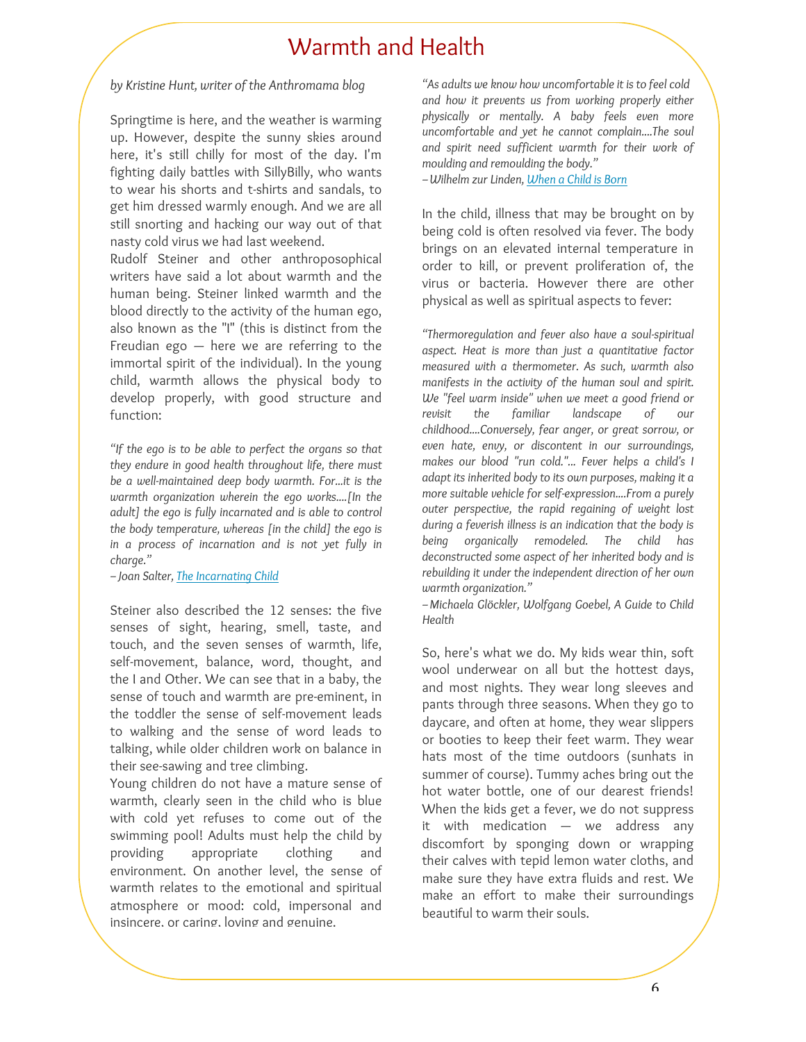# Warmth and Health

*by Kristine Hunt, writer of the Anthromama blog*

Springtime is here, and the weather is warming up. However, despite the sunny skies around here, it's still chilly for most of the day. I'm fighting daily battles with SillyBilly, who wants to wear his shorts and t-shirts and sandals, to get him dressed warmly enough. And we are all still snorting and hacking our way out of that nasty cold virus we had last weekend.

Rudolf Steiner and other anthroposophical writers have said a lot about warmth and the human being. Steiner linked warmth and the blood directly to the activity of the human ego, also known as the "I" (this is distinct from the Freudian ego — here we are referring to the immortal spirit of the individual). In the young child, warmth allows the physical body to develop properly, with good structure and function:

*"If the ego is to be able to perfect the organs so that they endure in good health throughout life, there must be a well-maintained deep body warmth. For...it is the warmth organization wherein the ego works....[In the adult] the ego is fully incarnated and is able to control the body temperature, whereas [in the child] the ego is in a process of incarnation and is not yet fully in charge."*
*– Joan Salter, [The Incarnating Child]()*

Steiner also described the 12 senses: the five senses of sight, hearing, smell, taste, and touch, and the seven senses of warmth, life, self-movement, balance, word, thought, and the I and Other. We can see that in a baby, the sense of touch and warmth are pre-eminent, in the toddler the sense of self-movement leads to walking and the sense of word leads to talking, while older children work on balance in their see-sawing and tree climbing.

Young children do not have a mature sense of warmth, clearly seen in the child who is blue with cold yet refuses to come out of the swimming pool! Adults must help the child by providing appropriate clothing and environment. On another level, the sense of warmth relates to the emotional and spiritual atmosphere or mood: cold, impersonal and insincere, or caring, loving and genuine.

*"As adults we know how uncomfortable it is to feel cold and how it prevents us from working properly either physically or mentally. A baby feels even more uncomfortable and yet he cannot complain....The soul and spirit need sufficient warmth for their work of moulding and remoulding the body."*
*– Wilhelm zur Linden, [When a Child is Born]()*

In the child, illness that may be brought on by being cold is often resolved via fever. The body brings on an elevated internal temperature in order to kill, or prevent proliferation of, the virus or bacteria. However there are other physical as well as spiritual aspects to fever:

*"Thermoregulation and fever also have a soul-spiritual aspect. Heat is more than just a quantitative factor measured with a thermometer. As such, warmth also manifests in the activity of the human soul and spirit. We "feel warm inside" when we meet a good friend or revisit the familiar landscape of our childhood....Conversely, fear anger, or great sorrow, or even hate, envy, or discontent in our surroundings, makes our blood "run cold."... Fever helps a child's I adapt its inherited body to its own purposes, making it a more suitable vehicle for self-expression....From a purely outer perspective, the rapid regaining of weight lost during a feverish illness is an indication that the body is being organically remodeled. The child has deconstructed some aspect of her inherited body and is rebuilding it under the independent direction of her own warmth organization."*
*– Michaela Glöckler, Wolfgang Goebel, A Guide to Child Health*

So, here's what we do. My kids wear thin, soft wool underwear on all but the hottest days, and most nights. They wear long sleeves and pants through three seasons. When they go to daycare, and often at home, they wear slippers or booties to keep their feet warm. They wear hats most of the time outdoors (sunhats in summer of course). Tummy aches bring out the hot water bottle, one of our dearest friends! When the kids get a fever, we do not suppress it with medication — we address any discomfort by sponging down or wrapping their calves with tepid lemon water cloths, and make sure they have extra fluids and rest. We make an effort to make their surroundings beautiful to warm their souls.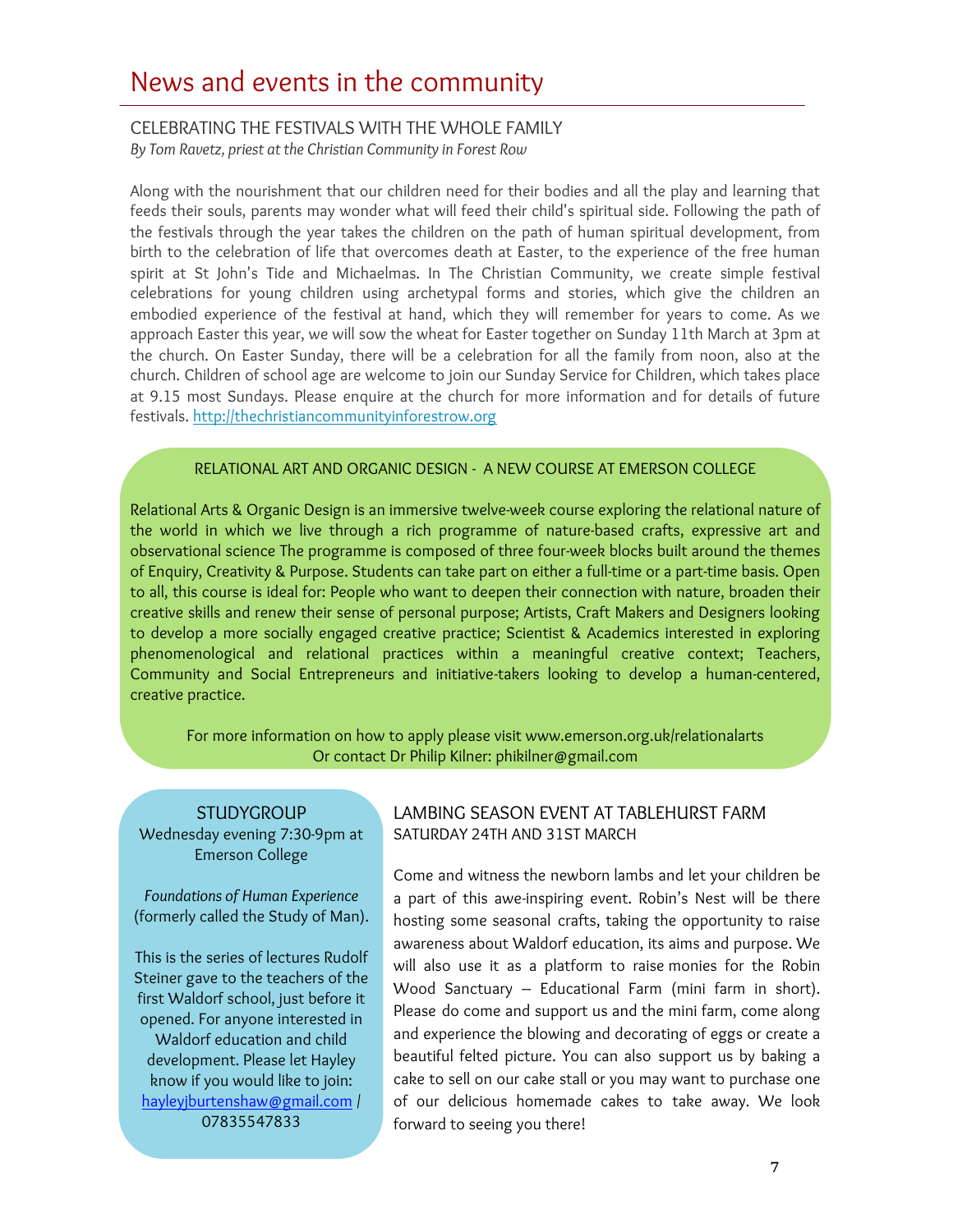# News and events in the community

## CELEBRATING THE FESTIVALS WITH THE WHOLE FAMILY

*By Tom Ravetz, priest at the Christian Community in Forest Row*

Along with the nourishment that our children need for their bodies and all the play and learning that feeds their souls, parents may wonder what will feed their child's spiritual side. Following the path of the festivals through the year takes the children on the path of human spiritual development, from birth to the celebration of life that overcomes death at Easter, to the experience of the free human spirit at St John's Tide and Michaelmas. In The Christian Community, we create simple festival celebrations for young children using archetypal forms and stories, which give the children an embodied experience of the festival at hand, which they will remember for years to come. As we approach Easter this year, we will sow the wheat for Easter together on Sunday 11th March at 3pm at the church. On Easter Sunday, there will be a celebration for all the family from noon, also at the church. Children of school age are welcome to join our Sunday Service for Children, which takes place at 9.15 most Sundays. Please enquire at the church for more information and for details of future festivals. http://thechristiancommunityinforestrow.org

## RELATIONAL ART AND ORGANIC DESIGN - A NEW COURSE AT EMERSON COLLEGE

Relational Arts & Organic Design is an immersive twelve-week course exploring the relational nature of the world in which we live through a rich programme of nature-based crafts, expressive art and observational science The programme is composed of three four-week blocks built around the themes of Enquiry, Creativity & Purpose. Students can take part on either a full-time or a part-time basis. Open to all, this course is ideal for: People who want to deepen their connection with nature, broaden their creative skills and renew their sense of personal purpose; Artists, Craft Makers and Designers looking to develop a more socially engaged creative practice; Scientist & Academics interested in exploring phenomenological and relational practices within a meaningful creative context; Teachers, Community and Social Entrepreneurs and initiative-takers looking to develop a human-centered, creative practice.

For more information on how to apply please visit www.emerson.org.uk/relationalarts
Or contact Dr Philip Kilner: phikilner@gmail.com

## STUDYGROUP

Wednesday evening 7:30-9pm at Emerson College

*Foundations of Human Experience* (formerly called the Study of Man).

This is the series of lectures Rudolf Steiner gave to the teachers of the first Waldorf school, just before it opened. For anyone interested in Waldorf education and child development. Please let Hayley know if you would like to join: hayleyjburtenshaw@gmail.com / 07835547833

## LAMBING SEASON EVENT AT TABLEHURST FARM

SATURDAY 24TH AND 31ST MARCH

Come and witness the newborn lambs and let your children be a part of this awe-inspiring event. Robin's Nest will be there hosting some seasonal crafts, taking the opportunity to raise awareness about Waldorf education, its aims and purpose. We will also use it as a platform to raise monies for the Robin Wood Sanctuary – Educational Farm (mini farm in short). Please do come and support us and the mini farm, come along and experience the blowing and decorating of eggs or create a beautiful felted picture. You can also support us by baking a cake to sell on our cake stall or you may want to purchase one of our delicious homemade cakes to take away. We look forward to seeing you there!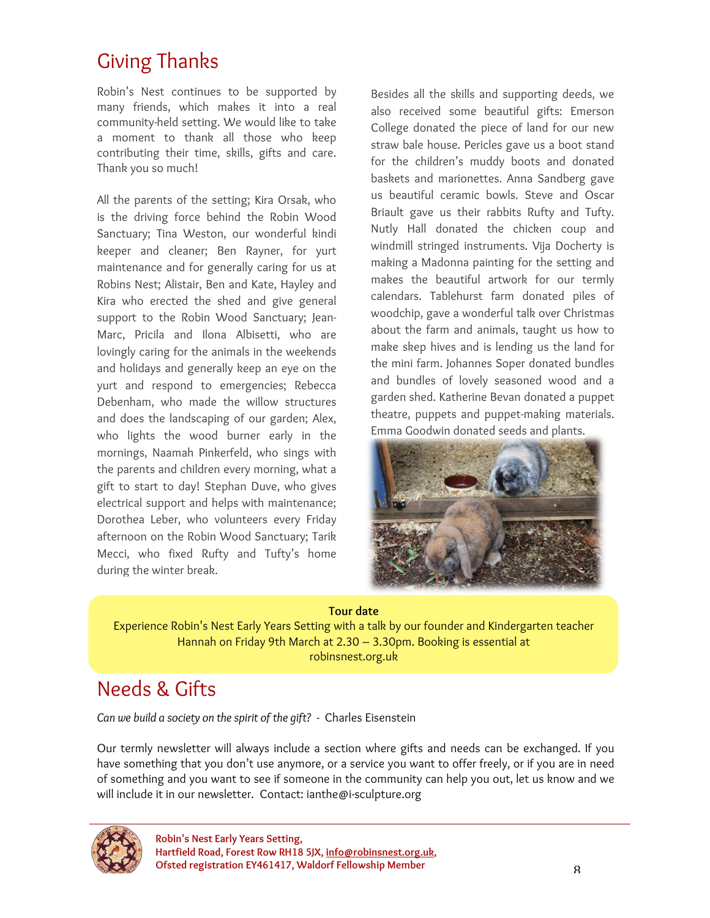## Giving Thanks

Robin's Nest continues to be supported by many friends, which makes it into a real community-held setting. We would like to take a moment to thank all those who keep contributing their time, skills, gifts and care. Thank you so much!

All the parents of the setting; Kira Orsak, who is the driving force behind the Robin Wood Sanctuary; Tina Weston, our wonderful kindi keeper and cleaner; Ben Rayner, for yurt maintenance and for generally caring for us at Robins Nest; Alistair, Ben and Kate, Hayley and Kira who erected the shed and give general support to the Robin Wood Sanctuary; Jean-Marc, Pricila and Ilona Albisetti, who are lovingly caring for the animals in the weekends and holidays and generally keep an eye on the yurt and respond to emergencies; Rebecca Debenham, who made the willow structures and does the landscaping of our garden; Alex, who lights the wood burner early in the mornings, Naamah Pinkerfeld, who sings with the parents and children every morning, what a gift to start to day! Stephan Duve, who gives electrical support and helps with maintenance; Dorothea Leber, who volunteers every Friday afternoon on the Robin Wood Sanctuary; Tarik Mecci, who fixed Rufty and Tufty's home during the winter break.

Besides all the skills and supporting deeds, we also received some beautiful gifts: Emerson College donated the piece of land for our new straw bale house. Pericles gave us a boot stand for the children's muddy boots and donated baskets and marionettes. Anna Sandberg gave us beautiful ceramic bowls. Steve and Oscar Briault gave us their rabbits Rufty and Tufty. Nutly Hall donated the chicken coup and windmill stringed instruments. Vija Docherty is making a Madonna painting for the setting and makes the beautiful artwork for our termly calendars. Tablehurst farm donated piles of woodchip, gave a wonderful talk over Christmas about the farm and animals, taught us how to make skep hives and is lending us the land for the mini farm. Johannes Soper donated bundles and bundles of lovely seasoned wood and a garden shed. Katherine Bevan donated a puppet theatre, puppets and puppet-making materials. Emma Goodwin donated seeds and plants.

**Tour date**

Experience Robin's Nest Early Years Setting with a talk by our founder and Kindergarten teacher Hannah on Friday 9th March at 2.30 – 3.30pm. Booking is essential at robinsnest.org.uk

## Needs & Gifts

*Can we build a society on the spirit of the gift?* - Charles Eisenstein

Our termly newsletter will always include a section where gifts and needs can be exchanged. If you have something that you don't use anymore, or a service you want to offer freely, or if you are in need of something and you want to see if someone in the community can help you out, let us know and we will include it in our newsletter. Contact: ianthe@i-sculpture.org

**Robin's Nest Early Years Setting,**
**Hartfield Road, Forest Row RH18 5JX, info@robinsnest.org.uk,**
**Ofsted registration EY461417, Waldorf Fellowship Member**